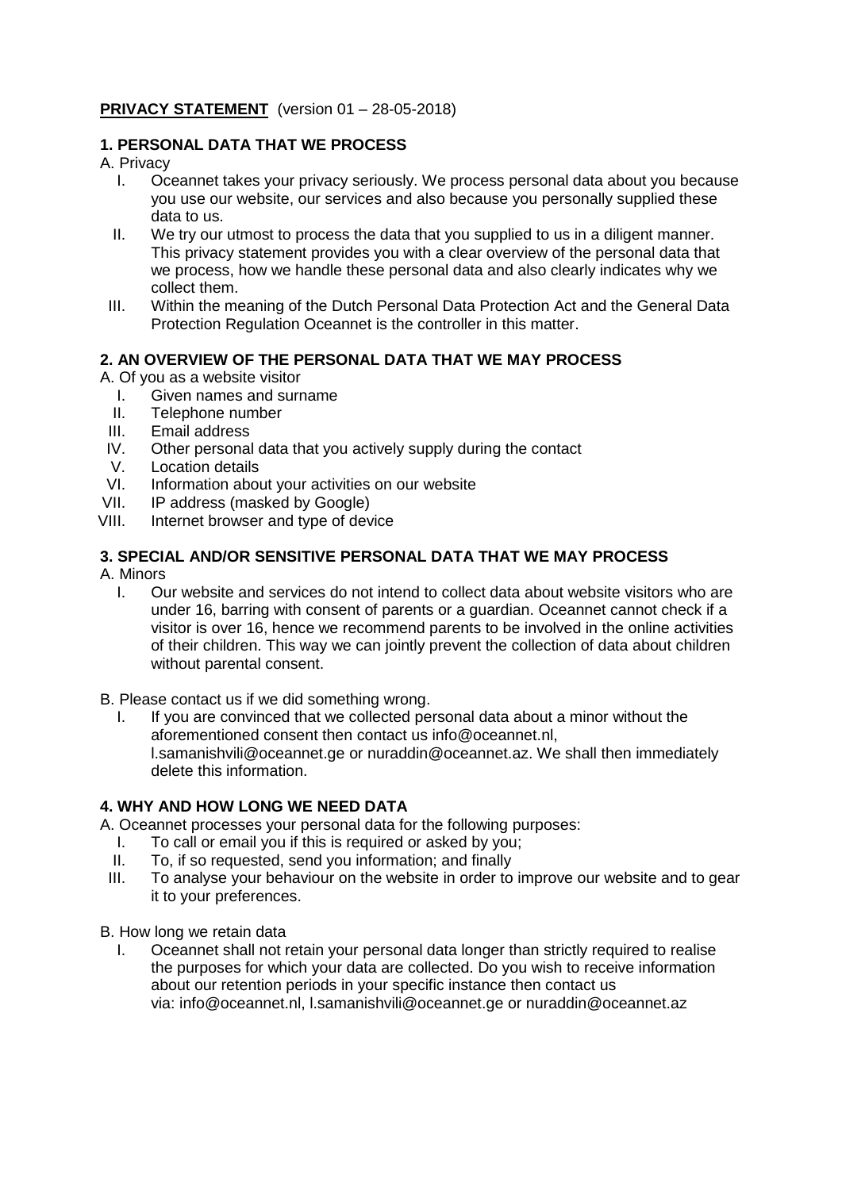**PRIVACY STATEMENT** (version 01 – 28-05-2018)

## 1. PERSONAL DATA THAT WE PROCESS

A. Privacy

I. Oceannet takes your privacy seriously. We process personal data about you because you use our website, our services and also because you personally supplied these data to us.

II. We try our utmost to process the data that you supplied to us in a diligent manner. This privacy statement provides you with a clear overview of the personal data that we process, how we handle these personal data and also clearly indicates why we collect them.

III. Within the meaning of the Dutch Personal Data Protection Act and the General Data Protection Regulation Oceannet is the controller in this matter.

## 2. AN OVERVIEW OF THE PERSONAL DATA THAT WE MAY PROCESS

A. Of you as a website visitor

I. Given names and surname

II. Telephone number

III. Email address

IV. Other personal data that you actively supply during the contact

V. Location details

VI. Information about your activities on our website

VII. IP address (masked by Google)

VIII. Internet browser and type of device

## 3. SPECIAL AND/OR SENSITIVE PERSONAL DATA THAT WE MAY PROCESS

A. Minors

I. Our website and services do not intend to collect data about website visitors who are under 16, barring with consent of parents or a guardian. Oceannet cannot check if a visitor is over 16, hence we recommend parents to be involved in the online activities of their children. This way we can jointly prevent the collection of data about children without parental consent.

B. Please contact us if we did something wrong.

I. If you are convinced that we collected personal data about a minor without the aforementioned consent then contact us info@oceannet.nl, l.samanishvili@oceannet.ge or nuraddin@oceannet.az. We shall then immediately delete this information.

## 4. WHY AND HOW LONG WE NEED DATA

A. Oceannet processes your personal data for the following purposes:

I. To call or email you if this is required or asked by you;

II. To, if so requested, send you information; and finally

III. To analyse your behaviour on the website in order to improve our website and to gear it to your preferences.

B. How long we retain data

I. Oceannet shall not retain your personal data longer than strictly required to realise the purposes for which your data are collected. Do you wish to receive information about our retention periods in your specific instance then contact us via: info@oceannet.nl, l.samanishvili@oceannet.ge or nuraddin@oceannet.az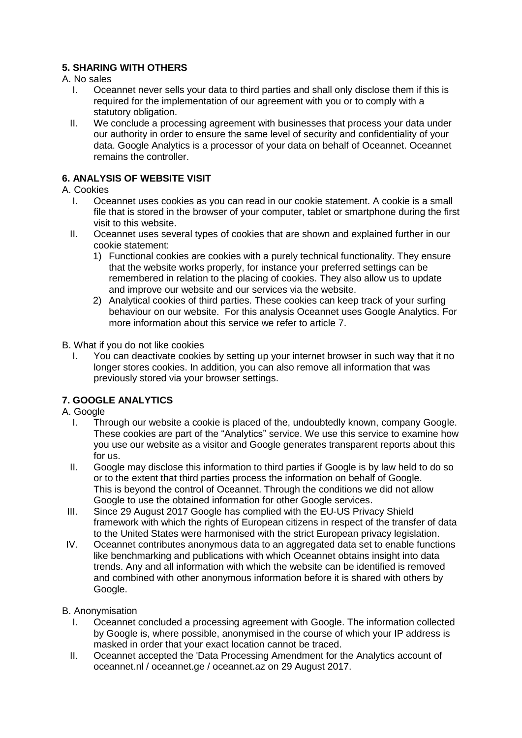## 5. SHARING WITH OTHERS

A. No sales

I. Oceannet never sells your data to third parties and shall only disclose them if this is required for the implementation of our agreement with you or to comply with a statutory obligation.

II. We conclude a processing agreement with businesses that process your data under our authority in order to ensure the same level of security and confidentiality of your data. Google Analytics is a processor of your data on behalf of Oceannet. Oceannet remains the controller.

## 6. ANALYSIS OF WEBSITE VISIT

A. Cookies

I. Oceannet uses cookies as you can read in our cookie statement. A cookie is a small file that is stored in the browser of your computer, tablet or smartphone during the first visit to this website.

II. Oceannet uses several types of cookies that are shown and explained further in our cookie statement:

1) Functional cookies are cookies with a purely technical functionality. They ensure that the website works properly, for instance your preferred settings can be remembered in relation to the placing of cookies. They also allow us to update and improve our website and our services via the website.
2) Analytical cookies of third parties. These cookies can keep track of your surfing behaviour on our website. For this analysis Oceannet uses Google Analytics. For more information about this service we refer to article 7.

B. What if you do not like cookies

I. You can deactivate cookies by setting up your internet browser in such way that it no longer stores cookies. In addition, you can also remove all information that was previously stored via your browser settings.

## 7. GOOGLE ANALYTICS

A. Google

I. Through our website a cookie is placed of the, undoubtedly known, company Google. These cookies are part of the "Analytics" service. We use this service to examine how you use our website as a visitor and Google generates transparent reports about this for us.

II. Google may disclose this information to third parties if Google is by law held to do so or to the extent that third parties process the information on behalf of Google. This is beyond the control of Oceannet. Through the conditions we did not allow Google to use the obtained information for other Google services.

III. Since 29 August 2017 Google has complied with the EU-US Privacy Shield framework with which the rights of European citizens in respect of the transfer of data to the United States were harmonised with the strict European privacy legislation.

IV. Oceannet contributes anonymous data to an aggregated data set to enable functions like benchmarking and publications with which Oceannet obtains insight into data trends. Any and all information with which the website can be identified is removed and combined with other anonymous information before it is shared with others by Google.

B. Anonymisation

I. Oceannet concluded a processing agreement with Google. The information collected by Google is, where possible, anonymised in the course of which your IP address is masked in order that your exact location cannot be traced.

II. Oceannet accepted the 'Data Processing Amendment for the Analytics account of oceannet.nl / oceannet.ge / oceannet.az on 29 August 2017.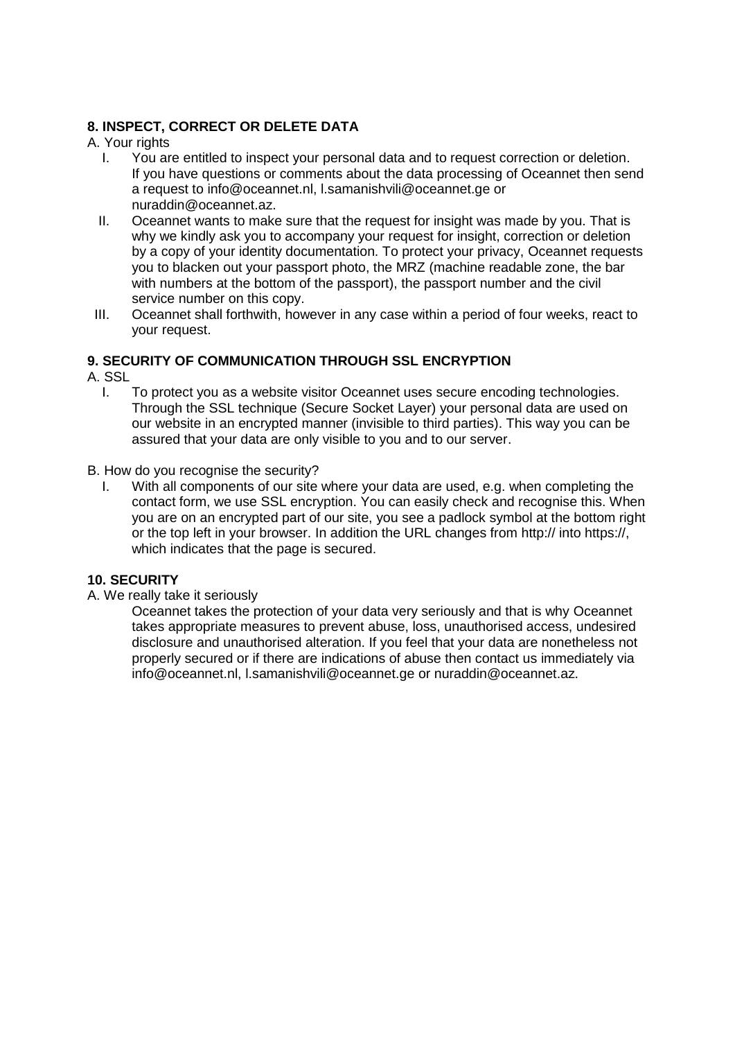## 8. INSPECT, CORRECT OR DELETE DATA

A. Your rights

I. You are entitled to inspect your personal data and to request correction or deletion. If you have questions or comments about the data processing of Oceannet then send a request to info@oceannet.nl, l.samanishvili@oceannet.ge or nuraddin@oceannet.az.

II. Oceannet wants to make sure that the request for insight was made by you. That is why we kindly ask you to accompany your request for insight, correction or deletion by a copy of your identity documentation. To protect your privacy, Oceannet requests you to blacken out your passport photo, the MRZ (machine readable zone, the bar with numbers at the bottom of the passport), the passport number and the civil service number on this copy.

III. Oceannet shall forthwith, however in any case within a period of four weeks, react to your request.

## 9. SECURITY OF COMMUNICATION THROUGH SSL ENCRYPTION

A. SSL

I. To protect you as a website visitor Oceannet uses secure encoding technologies. Through the SSL technique (Secure Socket Layer) your personal data are used on our website in an encrypted manner (invisible to third parties). This way you can be assured that your data are only visible to you and to our server.

B. How do you recognise the security?

I. With all components of our site where your data are used, e.g. when completing the contact form, we use SSL encryption. You can easily check and recognise this. When you are on an encrypted part of our site, you see a padlock symbol at the bottom right or the top left in your browser. In addition the URL changes from http:// into https://, which indicates that the page is secured.

## 10. SECURITY

A. We really take it seriously

Oceannet takes the protection of your data very seriously and that is why Oceannet takes appropriate measures to prevent abuse, loss, unauthorised access, undesired disclosure and unauthorised alteration. If you feel that your data are nonetheless not properly secured or if there are indications of abuse then contact us immediately via info@oceannet.nl, l.samanishvili@oceannet.ge or nuraddin@oceannet.az.